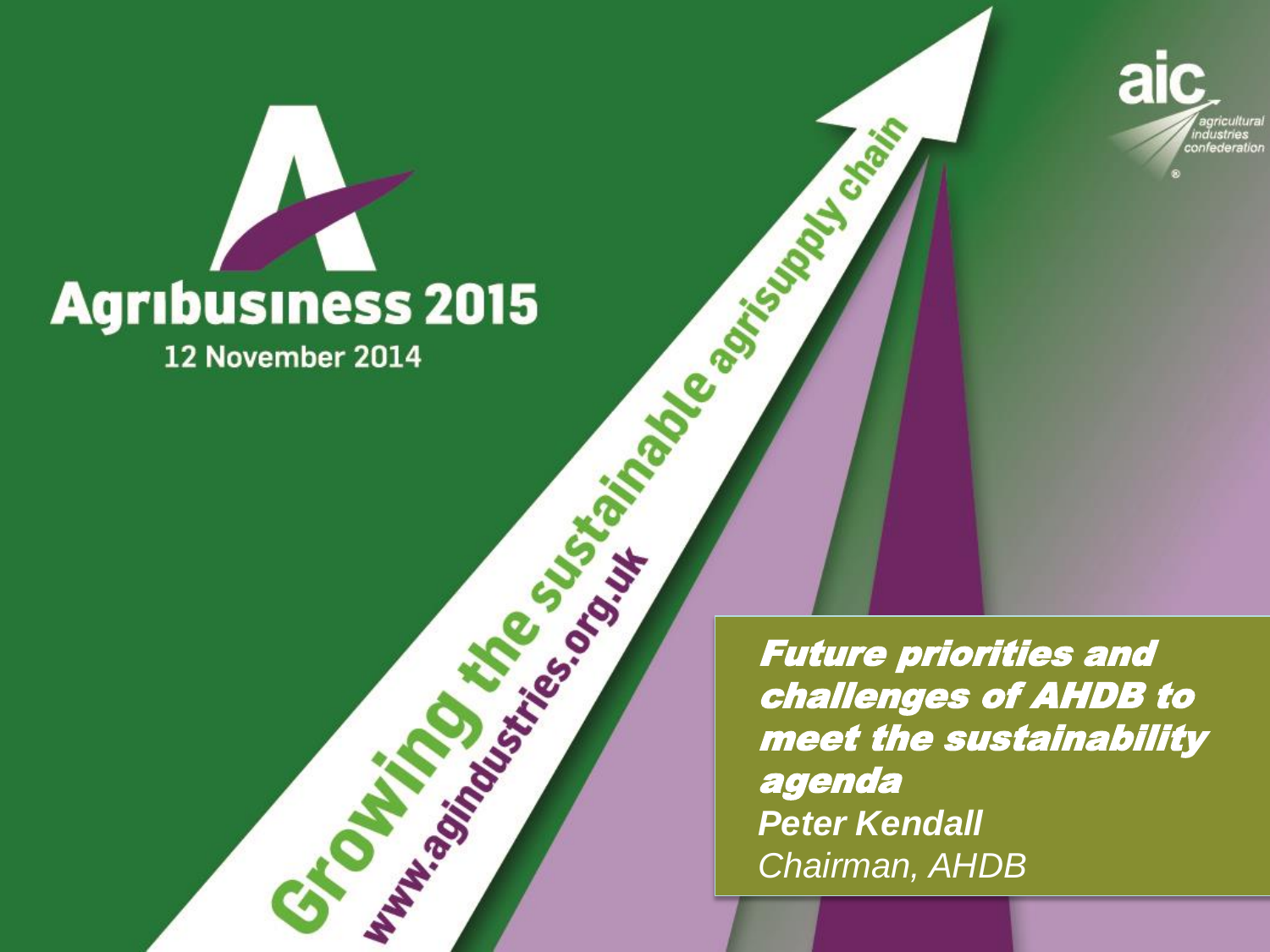# Agribusiness 2015

12 November 2014

Growing the sustainable agrisupply chain

www.agindustries.org.uk

aic agricultural industries confederation

***Future priorities and challenges of AHDB to meet the sustainability agenda***

*Peter Kendall*

*Chairman, AHDB*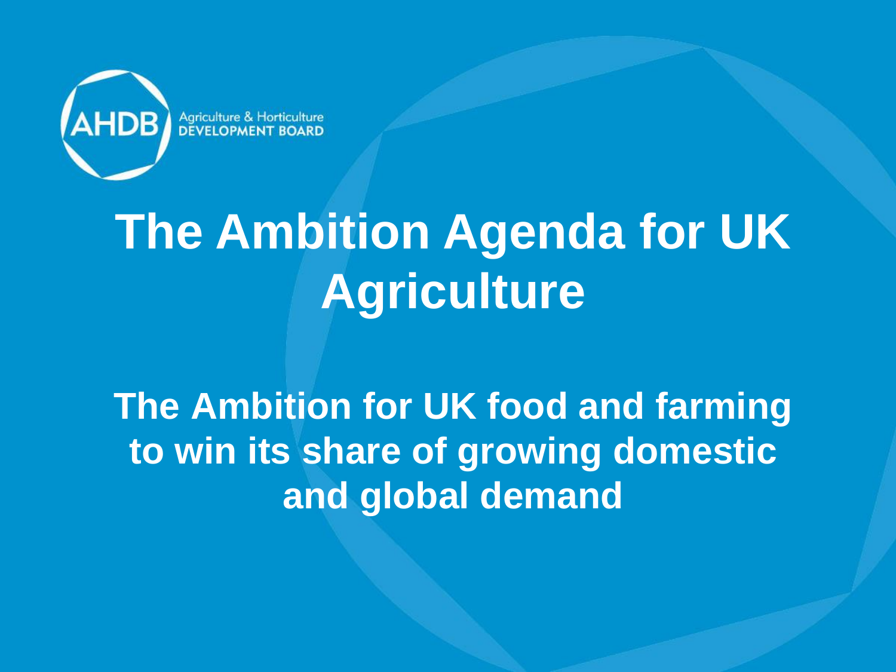Agriculture & Horticulture DEVELOPMENT BOARD

# The Ambition Agenda for UK Agriculture

## The Ambition for UK food and farming to win its share of growing domestic and global demand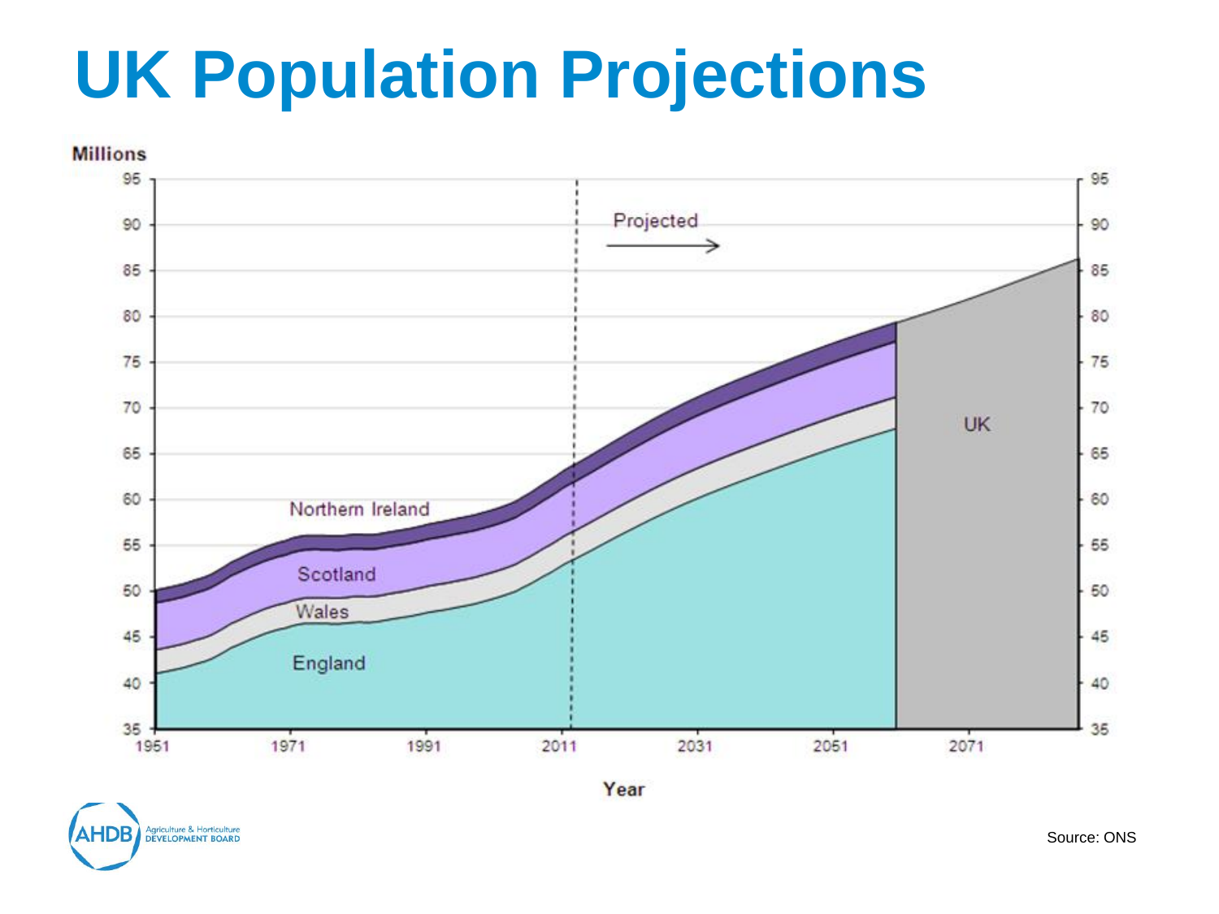# UK Population Projections

Millions

Northern Ireland

Scotland

Wales

England

UK

Projected

Year

Source: ONS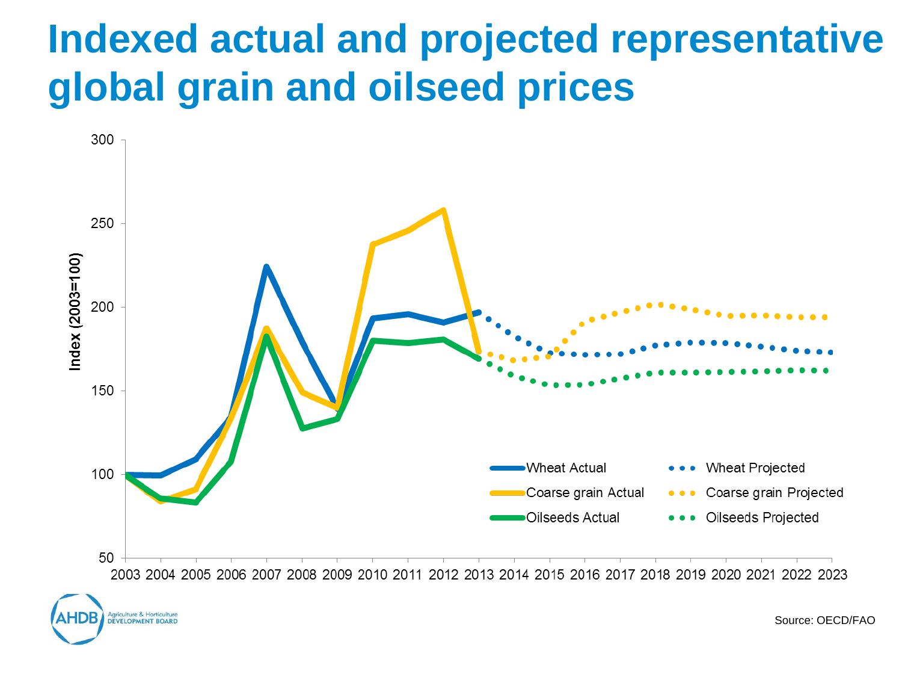# Indexed actual and projected representative global grain and oilseed prices

Index (2003=100)

300
250
200
150
100
50

2003 2004 2005 2006 2007 2008 2009 2010 2011 2012 2013 2014 2015 2016 2017 2018 2019 2020 2021 2022 2023

Wheat Actual
Coarse grain Actual
Oilseeds Actual
Wheat Projected
Coarse grain Projected
Oilseeds Projected

Source: OECD/FAO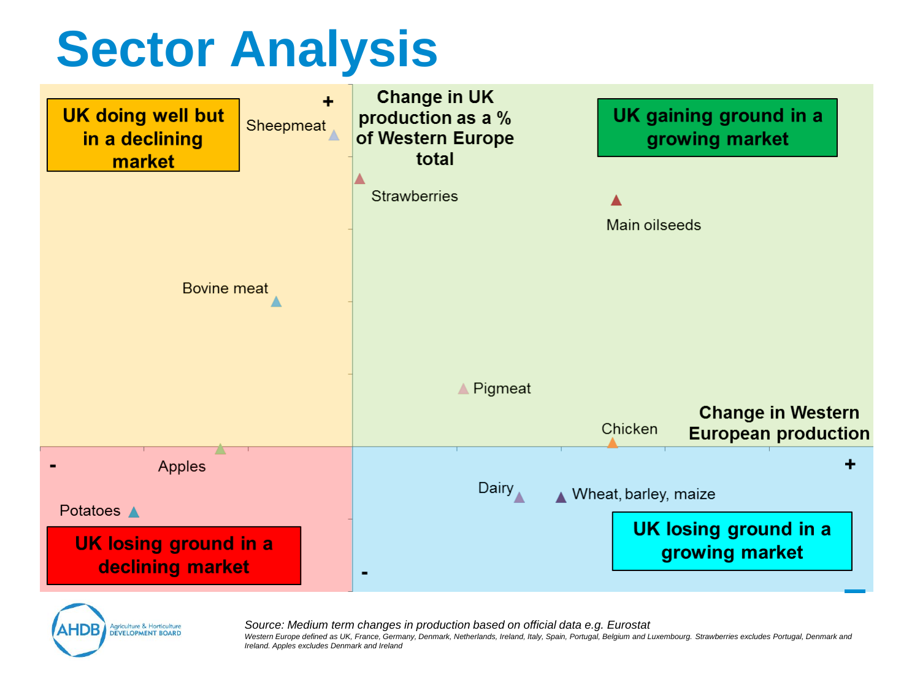# Sector Analysis

**UK doing well but in a declining market**

**UK gaining ground in a growing market**

**UK losing ground in a declining market**

**UK losing ground in a growing market**

**Change in UK production as a % of Western Europe total**

**Change in Western European production**

Sheepmeat

Strawberries

Main oilseeds

Bovine meat

Pigmeat

Chicken

Apples

Potatoes

Dairy

Wheat, barley, maize

*Source: Medium term changes in production based on official data e.g. Eurostat*

*Western Europe defined as UK, France, Germany, Denmark, Netherlands, Ireland, Italy, Spain, Portugal, Belgium and Luxembourg. Strawberries excludes Portugal, Denmark and Ireland. Apples excludes Denmark and Ireland*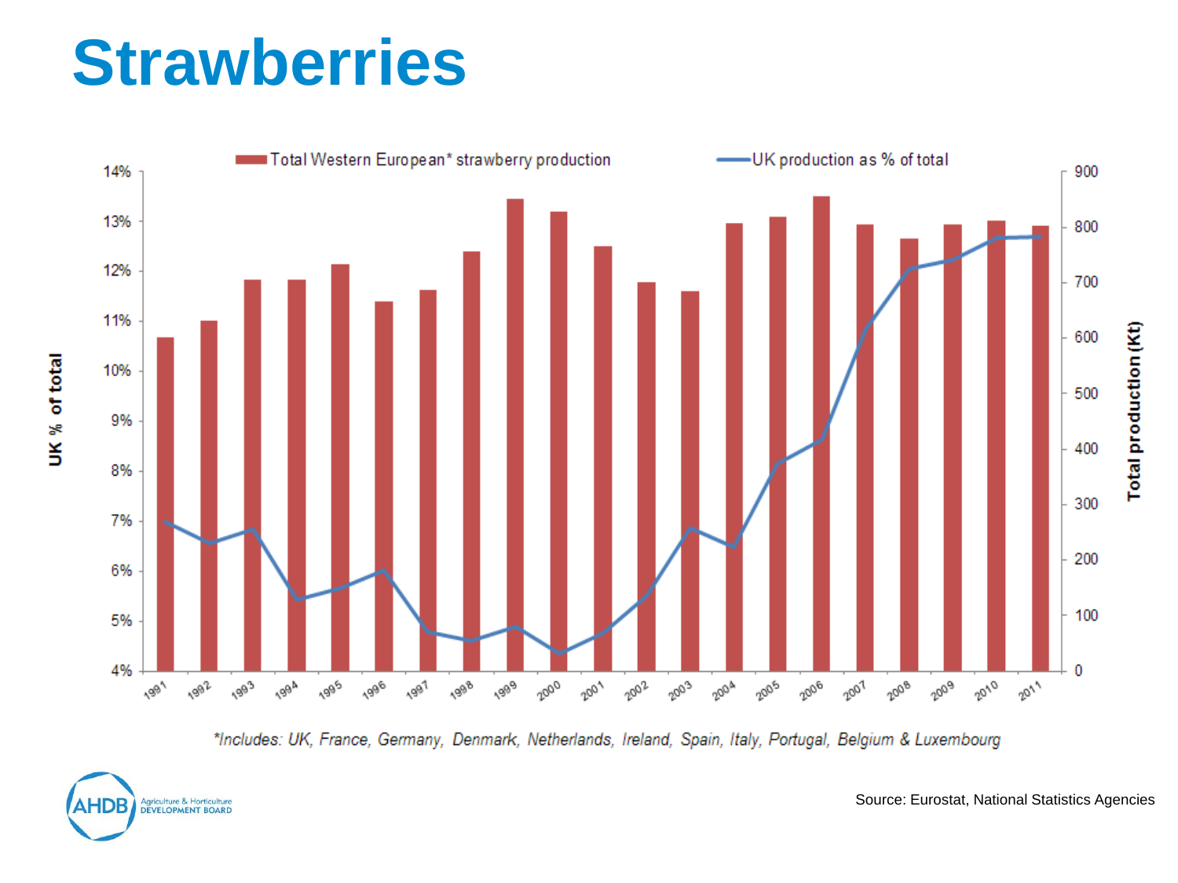# Strawberries

Total Western European* strawberry production | UK production as % of total

UK % of total: 14%, 13%, 12%, 11%, 10%, 9%, 8%, 7%, 6%, 5%, 4%

Total production (Kt): 900, 800, 700, 600, 500, 400, 300, 200, 100, 0

1991 1992 1993 1994 1995 1996 1997 1998 1999 2000 2001 2002 2003 2004 2005 2006 2007 2008 2009 2010 2011

*Includes: UK, France, Germany, Denmark, Netherlands, Ireland, Spain, Italy, Portugal, Belgium & Luxembourg

Source: Eurostat, National Statistics Agencies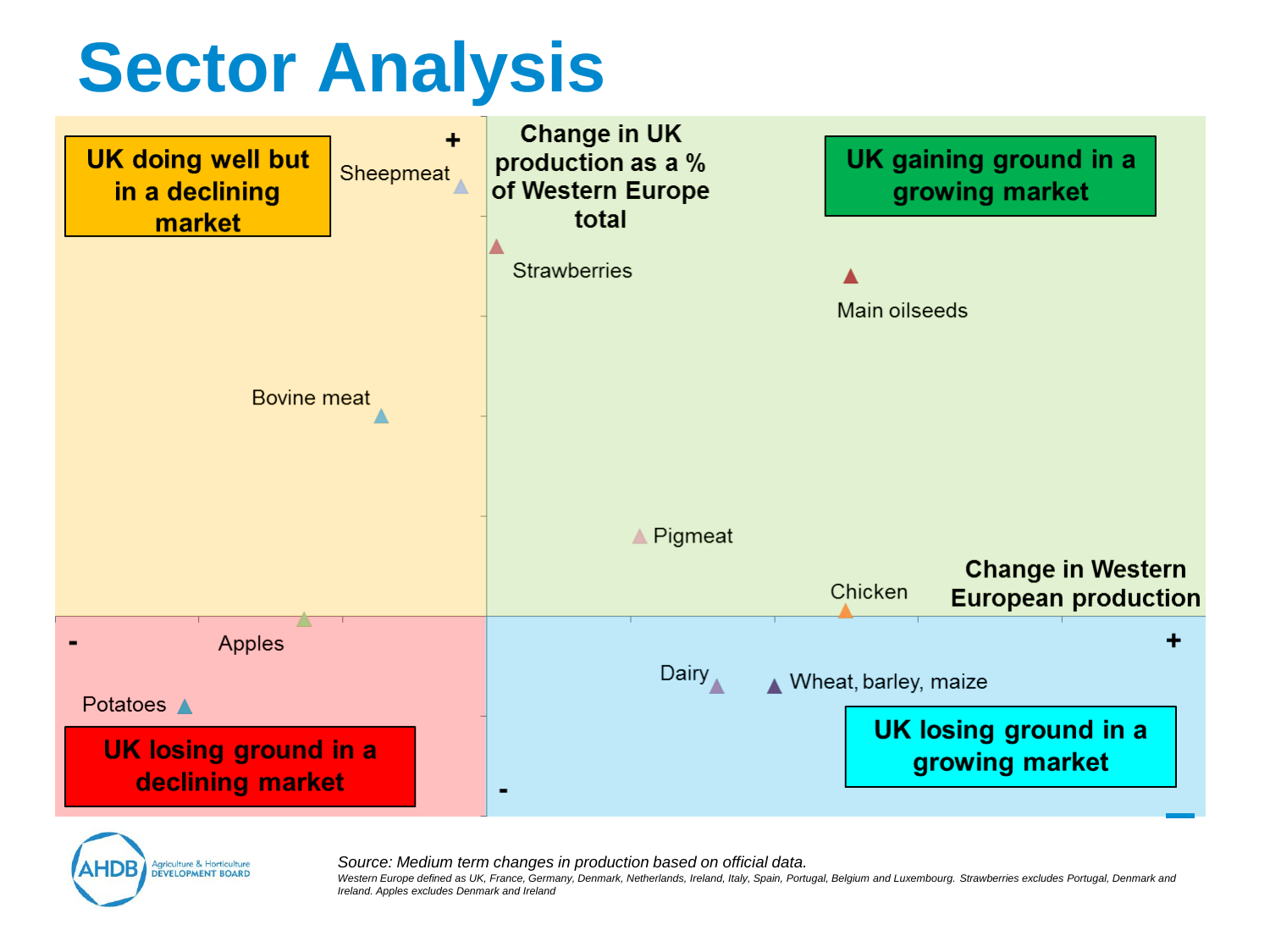# Sector Analysis

**Change in UK production as a % of Western Europe total** (vertical axis, + top / - bottom)

**Change in Western European production** (horizontal axis, - left / + right)

**UK doing well but in a declining market**

- Sheepmeat
- Bovine meat

**UK gaining ground in a growing market**

- Strawberries
- Main oilseeds
- Pigmeat
- Chicken

**UK losing ground in a declining market**

- Apples
- Potatoes

**UK losing ground in a growing market**

- Dairy
- Wheat, barley, maize

*Source: Medium term changes in production based on official data.*

*Western Europe defined as UK, France, Germany, Denmark, Netherlands, Ireland, Italy, Spain, Portugal, Belgium and Luxembourg. Strawberries excludes Portugal, Denmark and Ireland. Apples excludes Denmark and Ireland*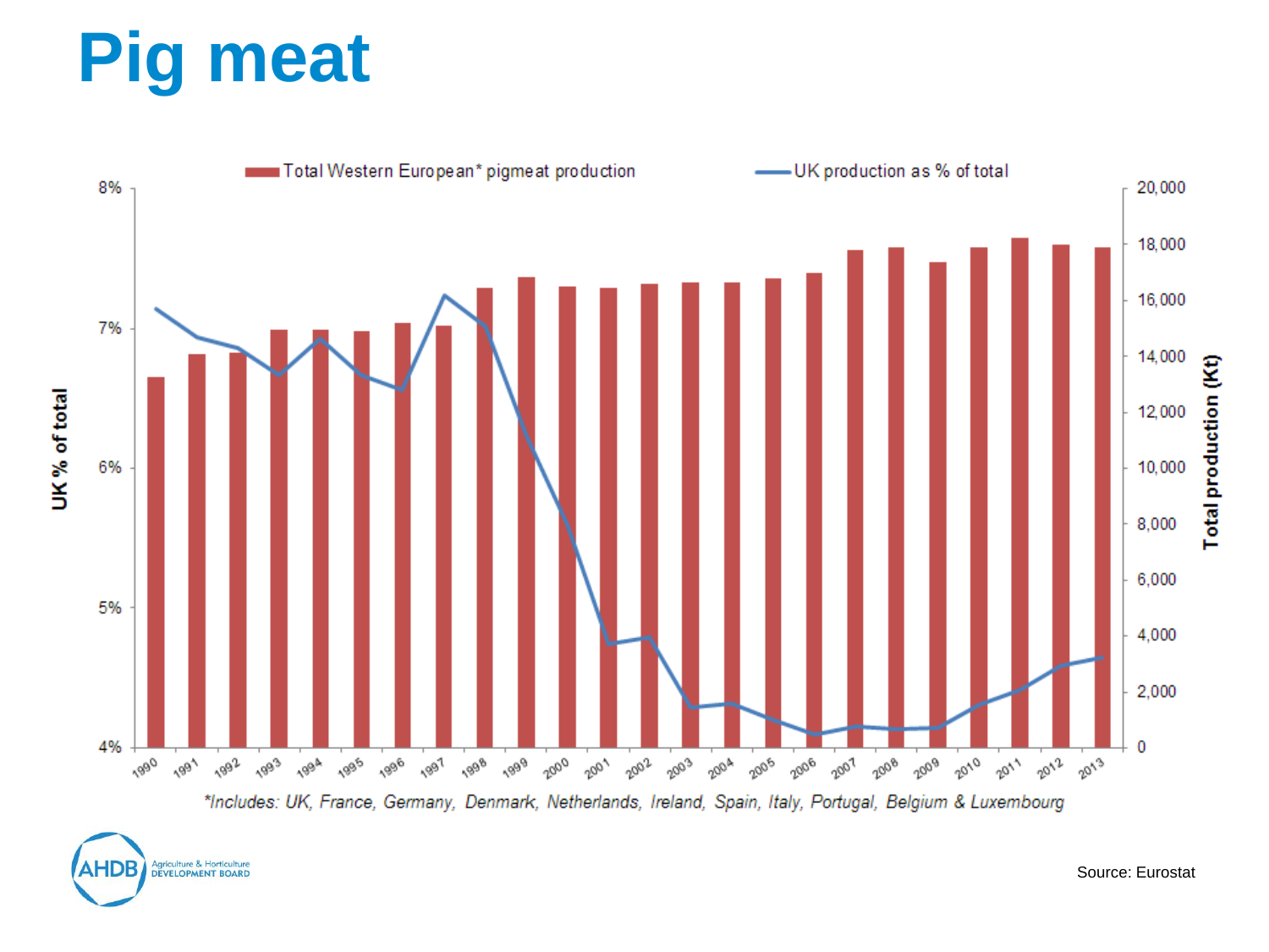# Pig meat

Total Western European* pigmeat production — UK production as % of total

*Includes: UK, France, Germany, Denmark, Netherlands, Ireland, Spain, Italy, Portugal, Belgium & Luxembourg

Source: Eurostat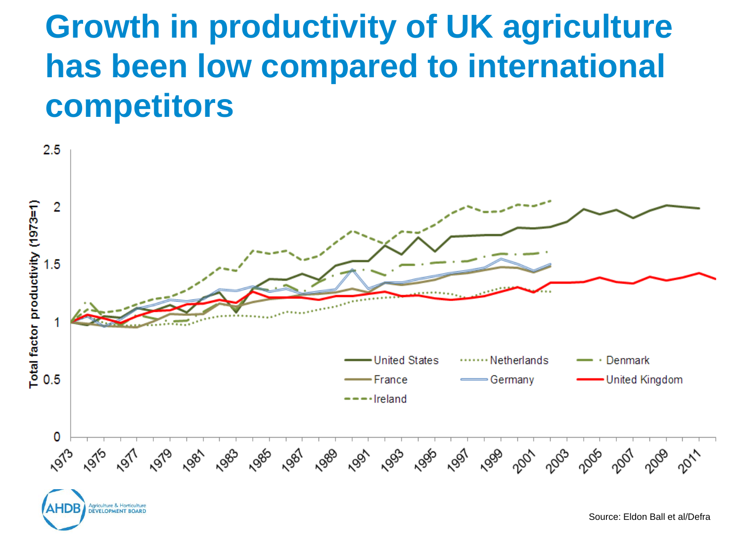# Growth in productivity of UK agriculture has been low compared to international competitors

Source: Eldon Ball et al/Defra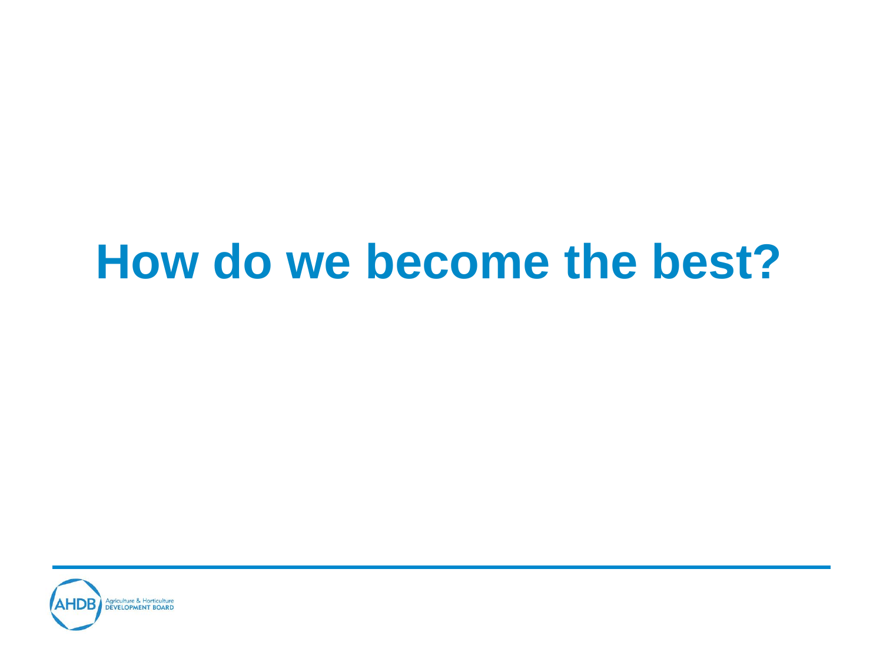# How do we become the best?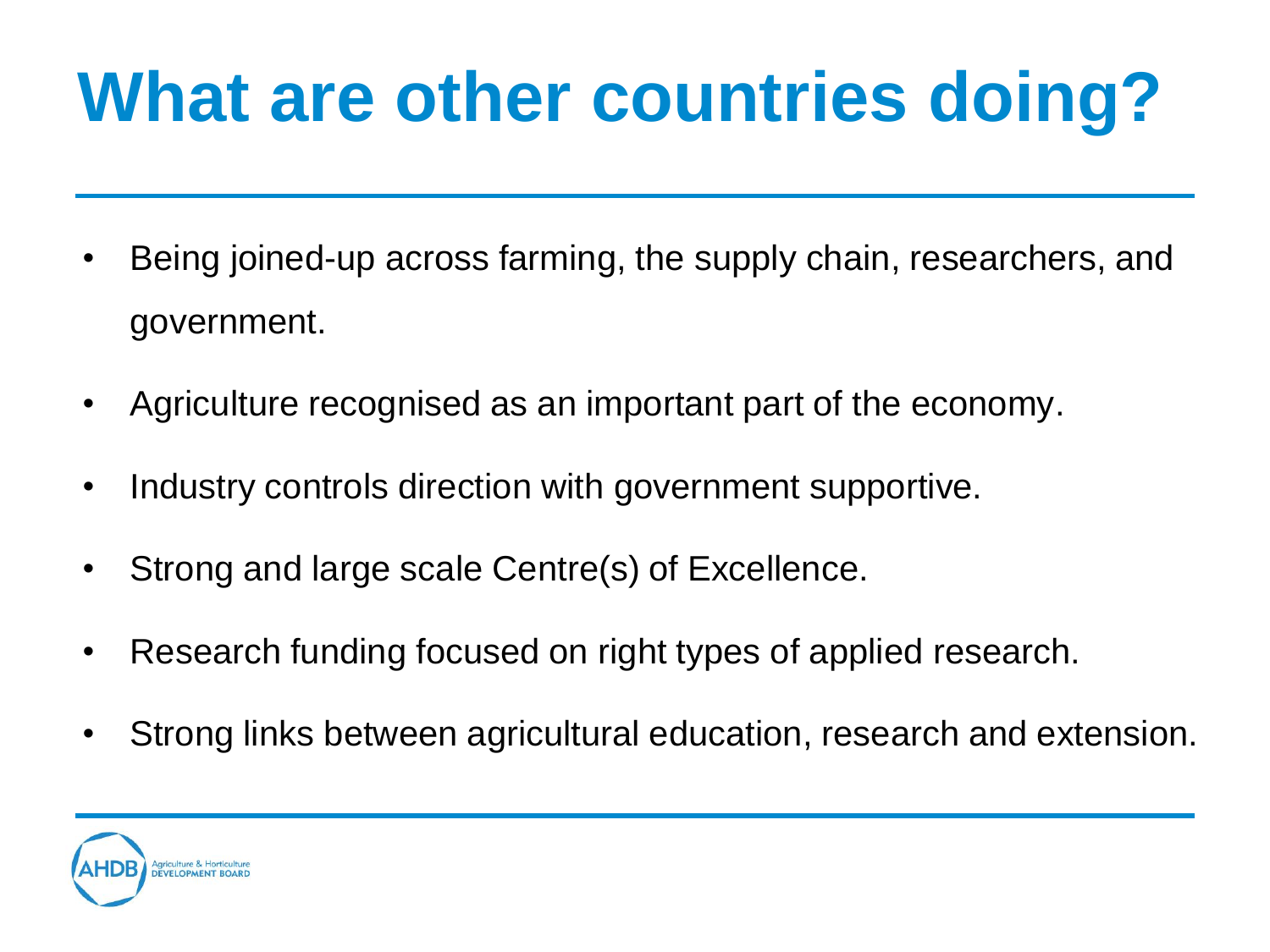# What are other countries doing?

- Being joined-up across farming, the supply chain, researchers, and government.
- Agriculture recognised as an important part of the economy.
- Industry controls direction with government supportive.
- Strong and large scale Centre(s) of Excellence.
- Research funding focused on right types of applied research.
- Strong links between agricultural education, research and extension.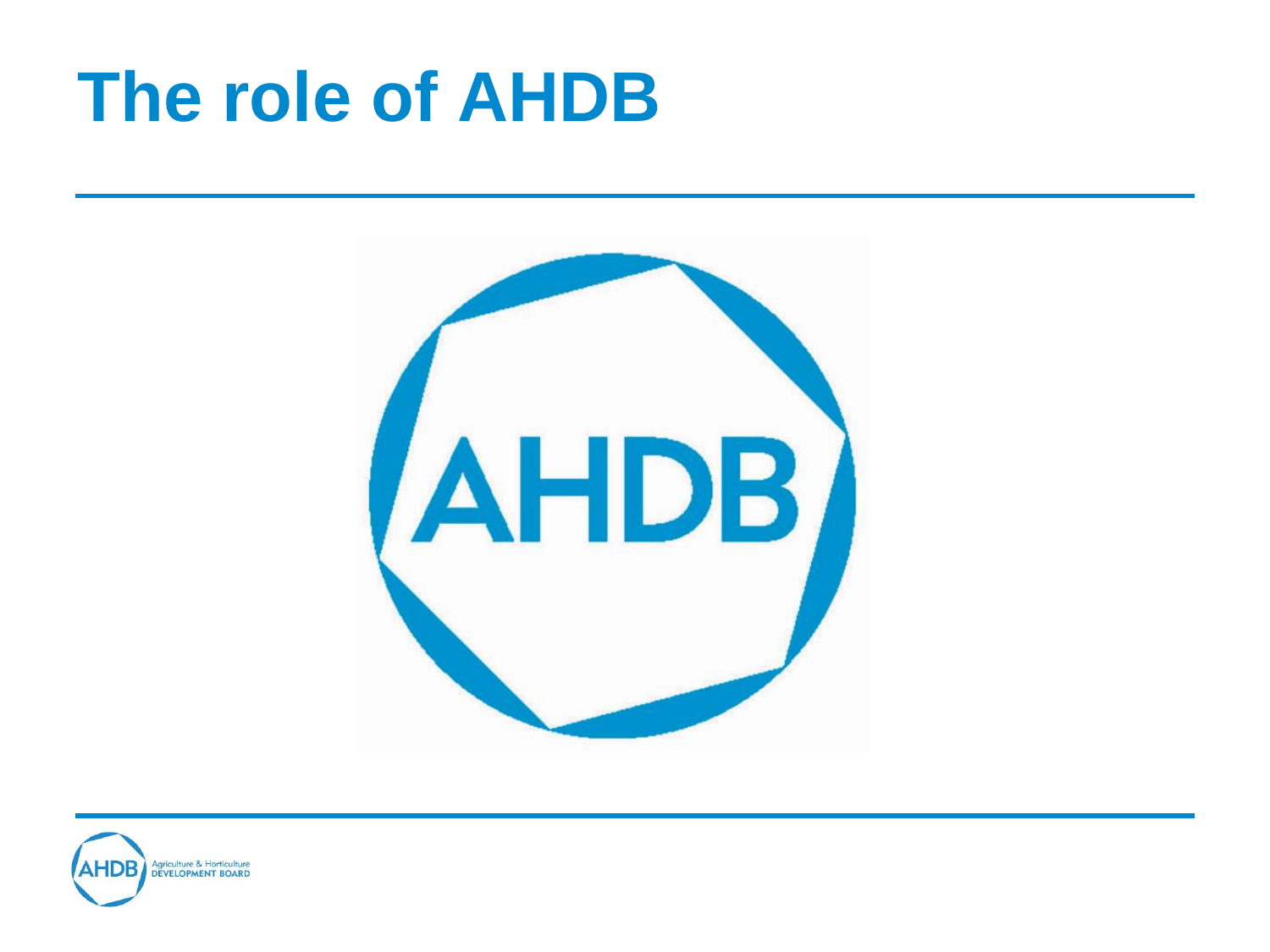# The role of AHDB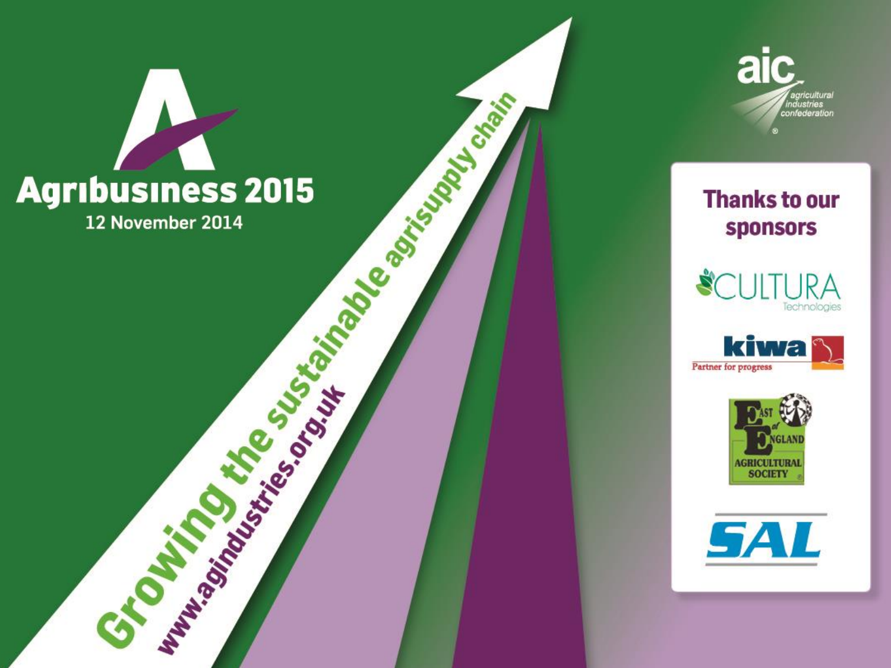# Agribusiness 2015

12 November 2014

Growing the sustainable agrisupply chain

www.agindustries.org.uk

aic agricultural industries confederation

## Thanks to our sponsors

CULTURA Technologies

kiwa Partner for progress

East of England Agricultural Society

SAL